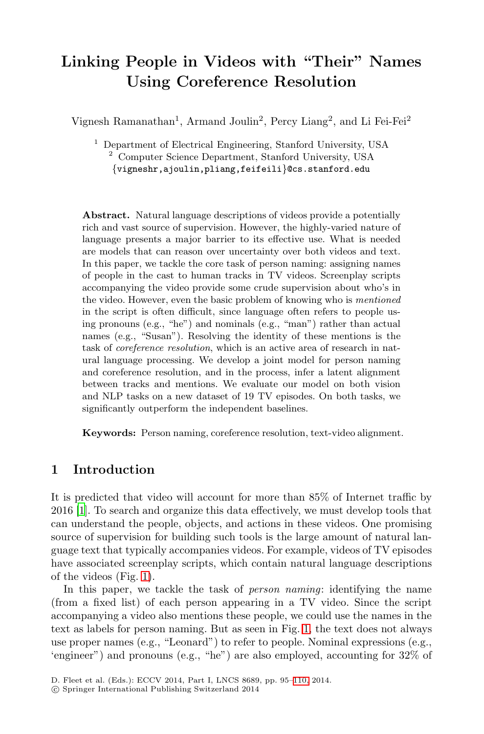# Linking People in Videos with "Their" Names Using Coreference Resolution

Vignesh Ramanathan[1], Armand Joulin[2], Percy Liang[2], and Li Fei-Fei[2]

[1] Department of Electrical Engineering, Stanford University, USA
[2] Computer Science Department, Stanford University, USA
{vigneshr,ajoulin,pliang,feifeili}@cs.stanford.edu

**Abstract.** Natural language descriptions of videos provide a potentially rich and vast source of supervision. However, the highly-varied nature of language presents a major barrier to its effective use. What is needed are models that can reason over uncertainty over both videos and text. In this paper, we tackle the core task of person naming: assigning names of people in the cast to human tracks in TV videos. Screenplay scripts accompanying the video provide some crude supervision about who's in the video. However, even the basic problem of knowing who is *mentioned* in the script is often difficult, since language often refers to people using pronouns (e.g., "he") and nominals (e.g., "man") rather than actual names (e.g., "Susan"). Resolving the identity of these mentions is the task of *coreference resolution*, which is an active area of research in natural language processing. We develop a joint model for person naming and coreference resolution, and in the process, infer a latent alignment between tracks and mentions. We evaluate our model on both vision and NLP tasks on a new dataset of 19 TV episodes. On both tasks, we significantly outperform the independent baselines.

**Keywords:** Person naming, coreference resolution, text-video alignment.

## 1 Introduction

It is predicted that video will account for more than 85% of Internet traffic by 2016 [1]. To search and organize this data effectively, we must develop tools that can understand the people, objects, and actions in these videos. One promising source of supervision for building such tools is the large amount of natural language text that typically accompanies videos. For example, videos of TV episodes have associated screenplay scripts, which contain natural language descriptions of the videos (Fig. 1).

In this paper, we tackle the task of *person naming*: identifying the name (from a fixed list) of each person appearing in a TV video. Since the script accompanying a video also mentions these people, we could use the names in the text as labels for person naming. But as seen in Fig. 1, the text does not always use proper names (e.g., "Leonard") to refer to people. Nominal expressions (e.g., 'engineer") and pronouns (e.g., "he") are also employed, accounting for 32% of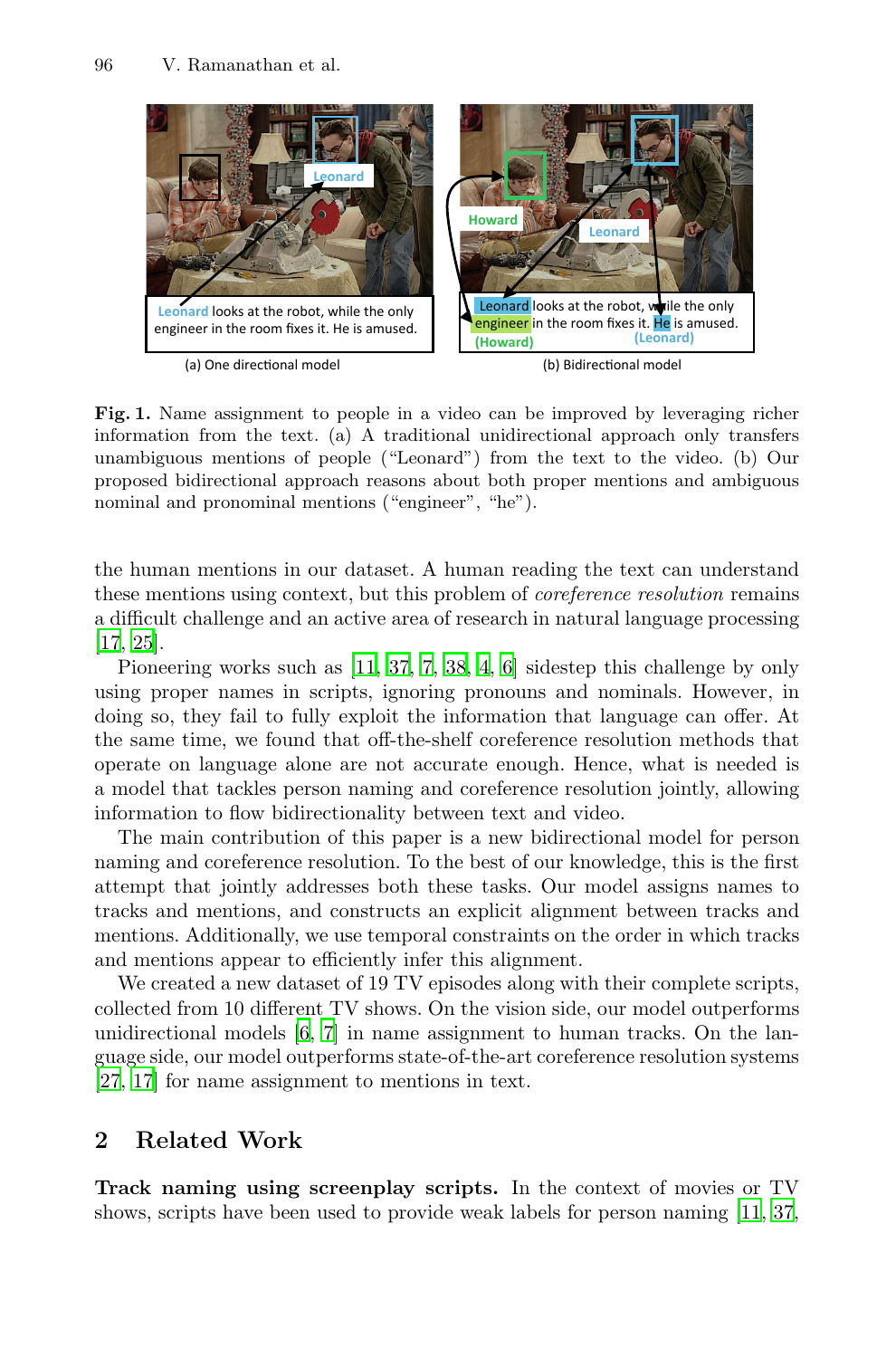Fig. 1. Name assignment to people in a video can be improved by leveraging richer information from the text. (a) A traditional unidirectional approach only transfers unambiguous mentions of people ("Leonard") from the text to the video. (b) Our proposed bidirectional approach reasons about both proper mentions and ambiguous nominal and pronominal mentions ("engineer", "he").

the human mentions in our dataset. A human reading the text can understand these mentions using context, but this problem of *coreference resolution* remains a difficult challenge and an active area of research in natural language processing [17, 25].

Pioneering works such as [11, 37, 7, 38, 4, 6] sidestep this challenge by only using proper names in scripts, ignoring pronouns and nominals. However, in doing so, they fail to fully exploit the information that language can offer. At the same time, we found that off-the-shelf coreference resolution methods that operate on language alone are not accurate enough. Hence, what is needed is a model that tackles person naming and coreference resolution jointly, allowing information to flow bidirectionality between text and video.

The main contribution of this paper is a new bidirectional model for person naming and coreference resolution. To the best of our knowledge, this is the first attempt that jointly addresses both these tasks. Our model assigns names to tracks and mentions, and constructs an explicit alignment between tracks and mentions. Additionally, we use temporal constraints on the order in which tracks and mentions appear to efficiently infer this alignment.

We created a new dataset of 19 TV episodes along with their complete scripts, collected from 10 different TV shows. On the vision side, our model outperforms unidirectional models [6, 7] in name assignment to human tracks. On the language side, our model outperforms state-of-the-art coreference resolution systems [27, 17] for name assignment to mentions in text.

## 2 Related Work

**Track naming using screenplay scripts.** In the context of movies or TV shows, scripts have been used to provide weak labels for person naming [11, 37,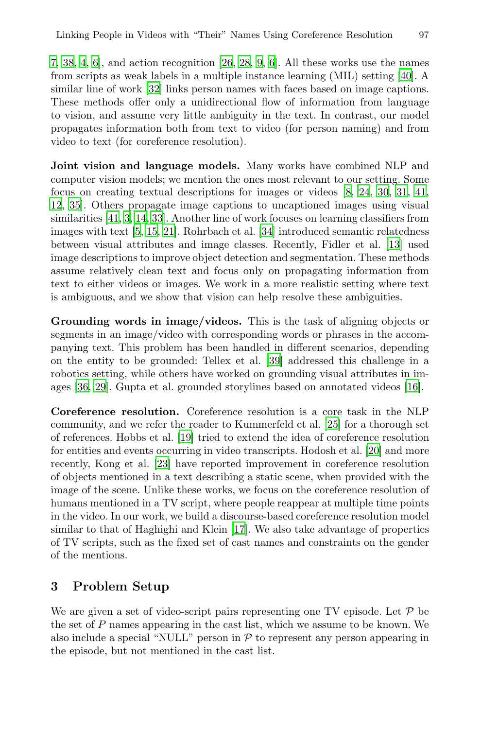7, 38, 4, 6], and action recognition [26, 28, 9, 6]. All these works use the names from scripts as weak labels in a multiple instance learning (MIL) setting [40]. A similar line of work [32] links person names with faces based on image captions. These methods offer only a unidirectional flow of information from language to vision, and assume very little ambiguity in the text. In contrast, our model propagates information both from text to video (for person naming) and from video to text (for coreference resolution).

**Joint vision and language models.** Many works have combined NLP and computer vision models; we mention the ones most relevant to our setting. Some focus on creating textual descriptions for images or videos [8, 24, 30, 31, 41, 12, 35]. Others propagate image captions to uncaptioned images using visual similarities [41, 3, 14, 33]. Another line of work focuses on learning classifiers from images with text [5, 15, 21]. Rohrbach et al. [34] introduced semantic relatedness between visual attributes and image classes. Recently, Fidler et al. [13] used image descriptions to improve object detection and segmentation. These methods assume relatively clean text and focus only on propagating information from text to either videos or images. We work in a more realistic setting where text is ambiguous, and we show that vision can help resolve these ambiguities.

**Grounding words in image/videos.** This is the task of aligning objects or segments in an image/video with corresponding words or phrases in the accompanying text. This problem has been handled in different scenarios, depending on the entity to be grounded: Tellex et al. [39] addressed this challenge in a robotics setting, while others have worked on grounding visual attributes in images [36, 29]. Gupta et al. grounded storylines based on annotated videos [16].

**Coreference resolution.** Coreference resolution is a core task in the NLP community, and we refer the reader to Kummerfeld et al. [25] for a thorough set of references. Hobbs et al. [19] tried to extend the idea of coreference resolution for entities and events occurring in video transcripts. Hodosh et al. [20] and more recently, Kong et al. [23] have reported improvement in coreference resolution of objects mentioned in a text describing a static scene, when provided with the image of the scene. Unlike these works, we focus on the coreference resolution of humans mentioned in a TV script, where people reappear at multiple time points in the video. In our work, we build a discourse-based coreference resolution model similar to that of Haghighi and Klein [17]. We also take advantage of properties of TV scripts, such as the fixed set of cast names and constraints on the gender of the mentions.

## 3 Problem Setup

We are given a set of video-script pairs representing one TV episode. Let $\mathcal{P}$ be the set of $P$ names appearing in the cast list, which we assume to be known. We also include a special "NULL" person in $\mathcal{P}$ to represent any person appearing in the episode, but not mentioned in the cast list.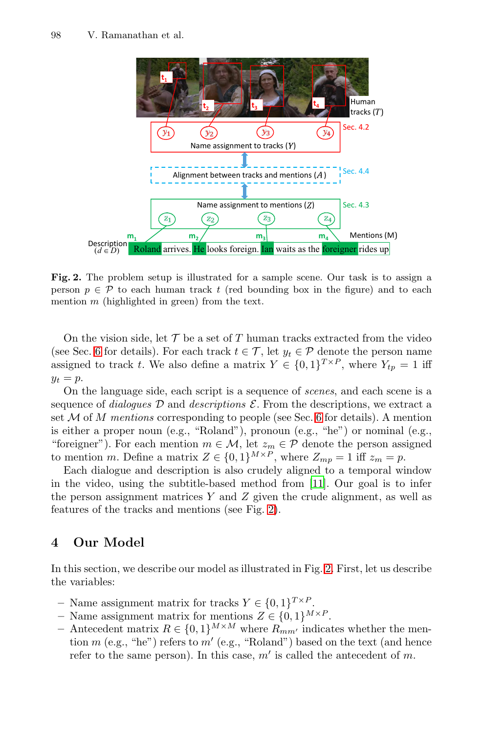**Fig. 2.** The problem setup is illustrated for a sample scene. Our task is to assign a person $p \in \mathcal{P}$ to each human track $t$ (red bounding box in the figure) and to each mention $m$ (highlighted in green) from the text.

On the vision side, let $\mathcal{T}$ be a set of $T$ human tracks extracted from the video (see Sec. 6 for details). For each track $t \in \mathcal{T}$, let $y_t \in \mathcal{P}$ denote the person name assigned to track $t$. We also define a matrix $Y \in \{0,1\}^{T \times P}$, where $Y_{tp} = 1$ iff $y_t = p$.

On the language side, each script is a sequence of *scenes*, and each scene is a sequence of *dialogues* $\mathcal{D}$ and *descriptions* $\mathcal{E}$. From the descriptions, we extract a set $\mathcal{M}$ of $M$ *mentions* corresponding to people (see Sec. 6 for details). A mention is either a proper noun (e.g., "Roland"), pronoun (e.g., "he") or nominal (e.g., "foreigner"). For each mention $m \in \mathcal{M}$, let $z_m \in \mathcal{P}$ denote the person assigned to mention $m$. Define a matrix $Z \in \{0,1\}^{M \times P}$, where $Z_{mp} = 1$ iff $z_m = p$.

Each dialogue and description is also crudely aligned to a temporal window in the video, using the subtitle-based method from [11]. Our goal is to infer the person assignment matrices $Y$ and $Z$ given the crude alignment, as well as features of the tracks and mentions (see Fig. 2).

## 4 Our Model

In this section, we describe our model as illustrated in Fig. 2. First, let us describe the variables:

- Name assignment matrix for tracks $Y \in \{0,1\}^{T \times P}$.
- Name assignment matrix for mentions $Z \in \{0,1\}^{M \times P}$.
- Antecedent matrix $R \in \{0,1\}^{M \times M}$ where $R_{mm'}$ indicates whether the mention $m$ (e.g., "he") refers to $m'$ (e.g., "Roland") based on the text (and hence refer to the same person). In this case, $m'$ is called the antecedent of $m$.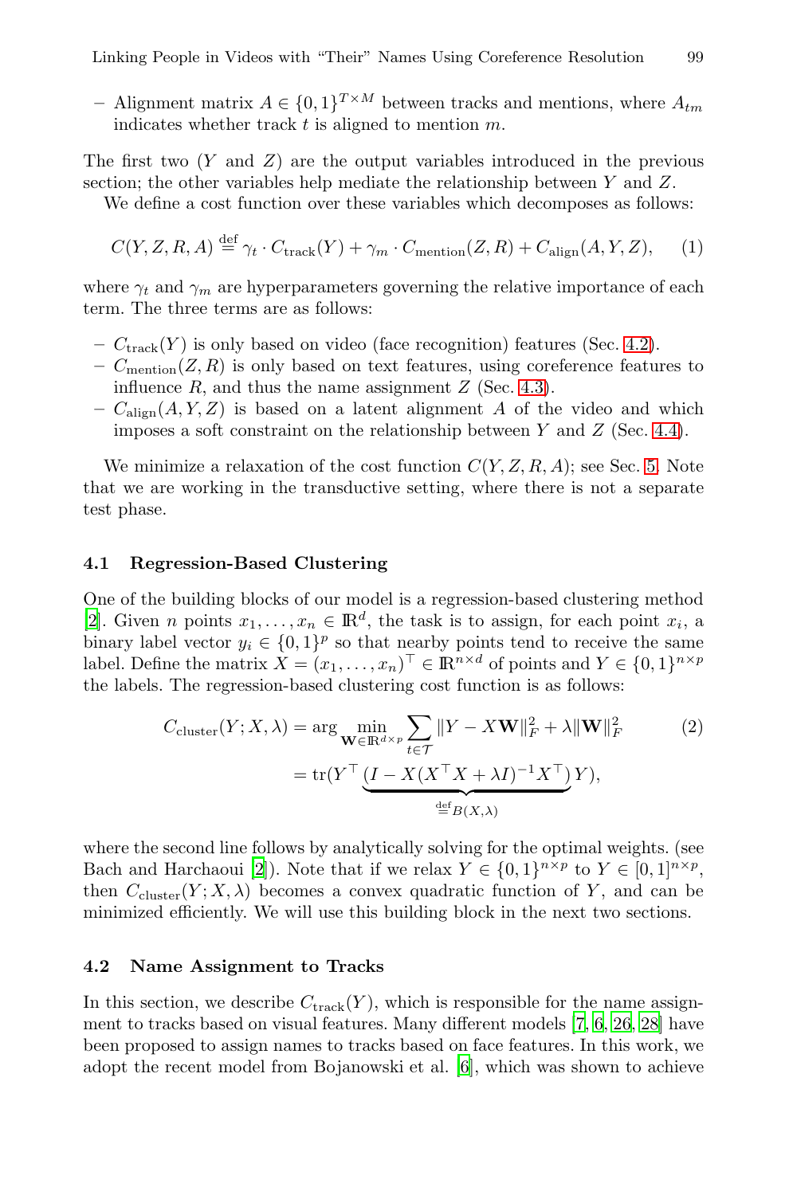– Alignment matrix $A \in \{0,1\}^{T \times M}$ between tracks and mentions, where $A_{tm}$ indicates whether track $t$ is aligned to mention $m$.

The first two ($Y$ and $Z$) are the output variables introduced in the previous section; the other variables help mediate the relationship between $Y$ and $Z$.

We define a cost function over these variables which decomposes as follows:

$$C(Y, Z, R, A) \stackrel{\text{def}}{=} \gamma_t \cdot C_{\text{track}}(Y) + \gamma_m \cdot C_{\text{mention}}(Z, R) + C_{\text{align}}(A, Y, Z), \quad (1)$$

where $\gamma_t$ and $\gamma_m$ are hyperparameters governing the relative importance of each term. The three terms are as follows:

– $C_{\text{track}}(Y)$ is only based on video (face recognition) features (Sec. 4.2).
– $C_{\text{mention}}(Z, R)$ is only based on text features, using coreference features to influence $R$, and thus the name assignment $Z$ (Sec. 4.3).
– $C_{\text{align}}(A, Y, Z)$ is based on a latent alignment $A$ of the video and which imposes a soft constraint on the relationship between $Y$ and $Z$ (Sec. 4.4).

We minimize a relaxation of the cost function $C(Y, Z, R, A)$; see Sec. 5. Note that we are working in the transductive setting, where there is not a separate test phase.

### 4.1 Regression-Based Clustering

One of the building blocks of our model is a regression-based clustering method [2]. Given $n$ points $x_1, \ldots, x_n \in \mathbb{R}^d$, the task is to assign, for each point $x_i$, a binary label vector $y_i \in \{0,1\}^p$ so that nearby points tend to receive the same label. Define the matrix $X = (x_1, \ldots, x_n)^\top \in \mathbb{R}^{n \times d}$ of points and $Y \in \{0,1\}^{n \times p}$ the labels. The regression-based clustering cost function is as follows:

$$\begin{aligned} C_{\text{cluster}}(Y; X, \lambda) &= \arg\min_{\mathbf{W} \in \mathbb{R}^{d \times p}} \sum_{t \in \mathcal{T}} \|Y - X\mathbf{W}\|_F^2 + \lambda \|\mathbf{W}\|_F^2 \quad (2) \\ &= \operatorname{tr}(Y^\top \underbrace{(I - X(X^\top X + \lambda I)^{-1} X^\top)}_{\stackrel{\text{def}}{=} B(X,\lambda)} Y), \end{aligned}$$

where the second line follows by analytically solving for the optimal weights. (see Bach and Harchaoui [2]). Note that if we relax $Y \in \{0,1\}^{n \times p}$ to $Y \in [0,1]^{n \times p}$, then $C_{\text{cluster}}(Y; X, \lambda)$ becomes a convex quadratic function of $Y$, and can be minimized efficiently. We will use this building block in the next two sections.

### 4.2 Name Assignment to Tracks

In this section, we describe $C_{\text{track}}(Y)$, which is responsible for the name assignment to tracks based on visual features. Many different models [7, 6, 26, 28] have been proposed to assign names to tracks based on face features. In this work, we adopt the recent model from Bojanowski et al. [6], which was shown to achieve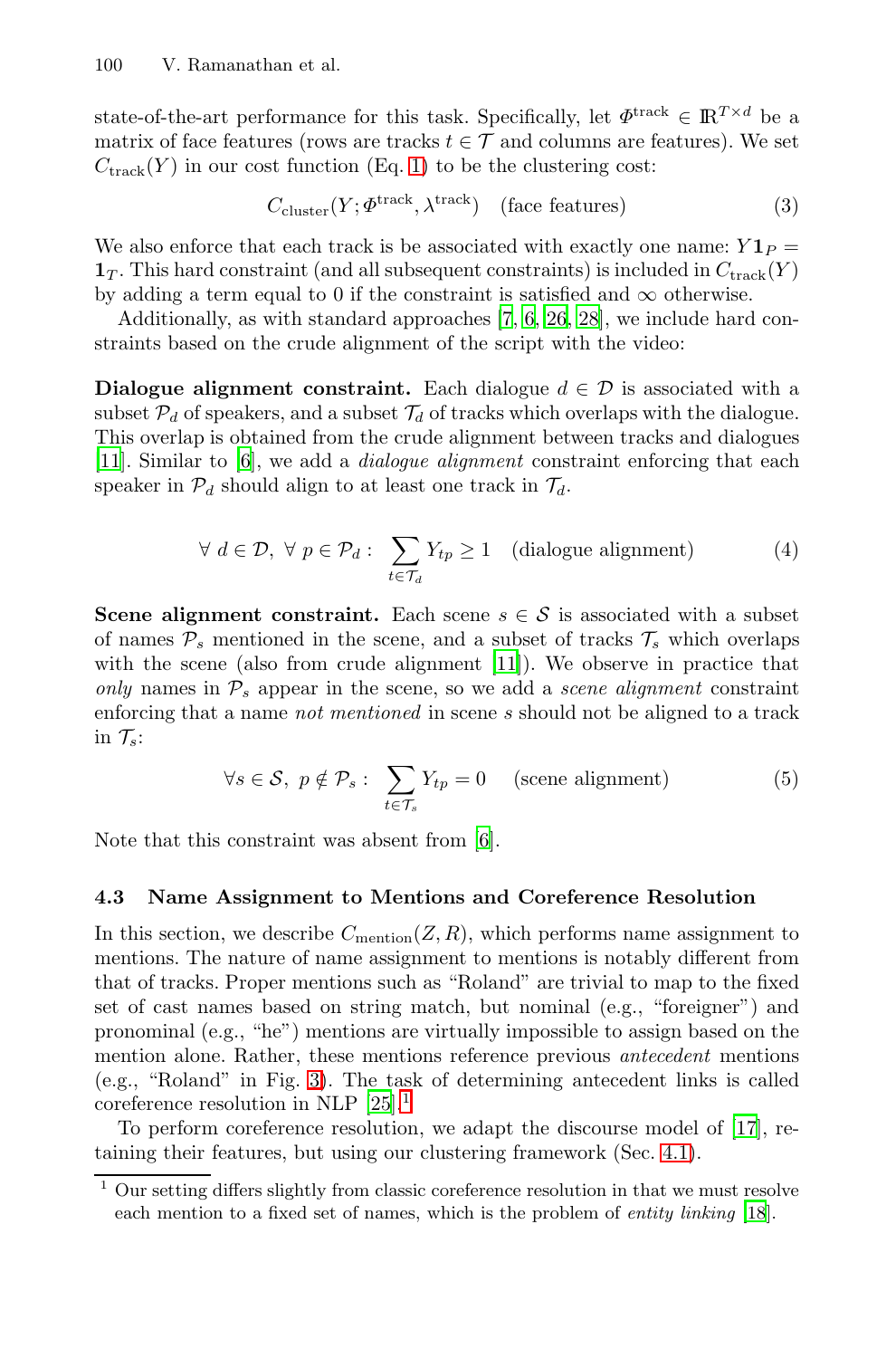state-of-the-art performance for this task. Specifically, let $\Phi^{\text{track}} \in \mathbb{R}^{T \times d}$ be a matrix of face features (rows are tracks $t \in \mathcal{T}$ and columns are features). We set $C_{\text{track}}(Y)$ in our cost function (Eq. 1) to be the clustering cost:

$$C_{\text{cluster}}(Y; \Phi^{\text{track}}, \lambda^{\text{track}}) \quad \text{(face features)} \tag{3}$$

We also enforce that each track is be associated with exactly one name: $Y\mathbf{1}_P = \mathbf{1}_T$. This hard constraint (and all subsequent constraints) is included in $C_{\text{track}}(Y)$ by adding a term equal to 0 if the constraint is satisfied and $\infty$ otherwise.

Additionally, as with standard approaches [7, 6, 26, 28], we include hard constraints based on the crude alignment of the script with the video:

**Dialogue alignment constraint.** Each dialogue $d \in \mathcal{D}$ is associated with a subset $\mathcal{P}_d$ of speakers, and a subset $\mathcal{T}_d$ of tracks which overlaps with the dialogue. This overlap is obtained from the crude alignment between tracks and dialogues [11]. Similar to [6], we add a *dialogue alignment* constraint enforcing that each speaker in $\mathcal{P}_d$ should align to at least one track in $\mathcal{T}_d$.

$$\forall\ d \in \mathcal{D},\ \forall\ p \in \mathcal{P}_d: \ \sum_{t \in \mathcal{T}_d} Y_{tp} \geq 1 \quad \text{(dialogue alignment)} \tag{4}$$

**Scene alignment constraint.** Each scene $s \in \mathcal{S}$ is associated with a subset of names $\mathcal{P}_s$ mentioned in the scene, and a subset of tracks $\mathcal{T}_s$ which overlaps with the scene (also from crude alignment [11]). We observe in practice that *only* names in $\mathcal{P}_s$ appear in the scene, so we add a *scene alignment* constraint enforcing that a name *not mentioned* in scene $s$ should not be aligned to a track in $\mathcal{T}_s$:

$$\forall s \in \mathcal{S},\ p \notin \mathcal{P}_s: \ \sum_{t \in \mathcal{T}_s} Y_{tp} = 0 \quad \text{(scene alignment)} \tag{5}$$

Note that this constraint was absent from [6].

### 4.3 Name Assignment to Mentions and Coreference Resolution

In this section, we describe $C_{\text{mention}}(Z, R)$, which performs name assignment to mentions. The nature of name assignment to mentions is notably different from that of tracks. Proper mentions such as "Roland" are trivial to map to the fixed set of cast names based on string match, but nominal (e.g., "foreigner") and pronominal (e.g., "he") mentions are virtually impossible to assign based on the mention alone. Rather, these mentions reference previous *antecedent* mentions (e.g., "Roland" in Fig. 3). The task of determining antecedent links is called coreference resolution in NLP [25].[1]

To perform coreference resolution, we adapt the discourse model of [17], retaining their features, but using our clustering framework (Sec. 4.1).

[1] Our setting differs slightly from classic coreference resolution in that we must resolve each mention to a fixed set of names, which is the problem of *entity linking* [18].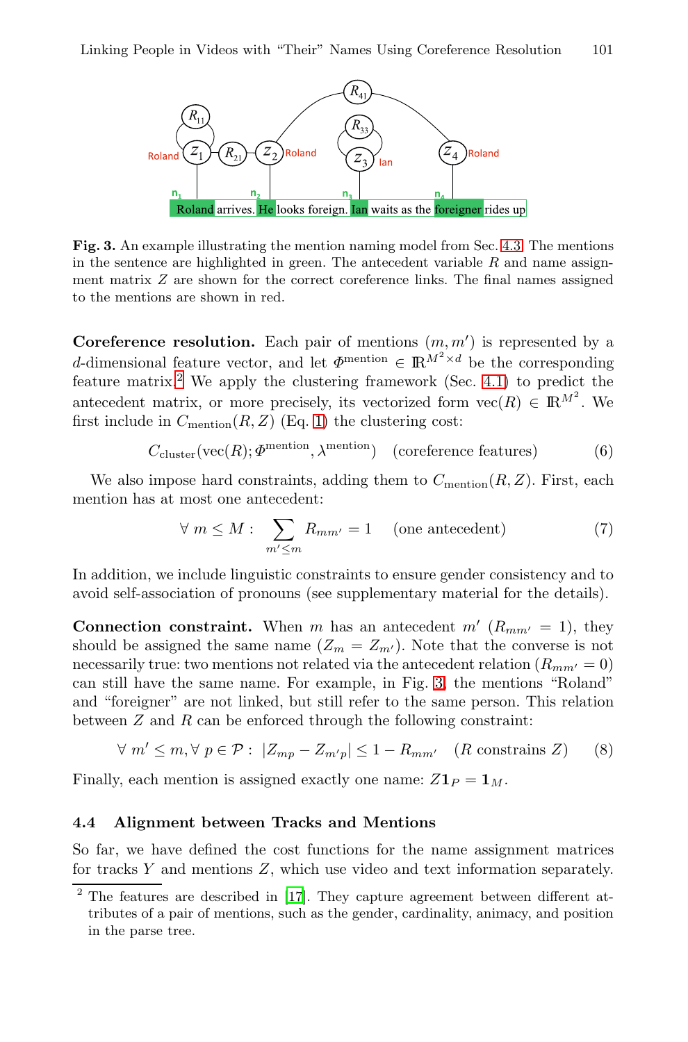Roland arrives. He looks foreign. Ian waits as the foreigner rides up

**Fig. 3.** An example illustrating the mention naming model from Sec. 4.3. The mentions in the sentence are highlighted in green. The antecedent variable $R$ and name assignment matrix $Z$ are shown for the correct coreference links. The final names assigned to the mentions are shown in red.

**Coreference resolution.** Each pair of mentions $(m, m')$ is represented by a $d$-dimensional feature vector, and let $\Phi^{\text{mention}} \in \mathbb{R}^{M^2 \times d}$ be the corresponding feature matrix.[2] We apply the clustering framework (Sec. 4.1) to predict the antecedent matrix, or more precisely, its vectorized form $\text{vec}(R) \in \mathbb{R}^{M^2}$. We first include in $C_{\text{mention}}(R, Z)$ (Eq. 1) the clustering cost:

$$C_{\text{cluster}}(\text{vec}(R); \Phi^{\text{mention}}, \lambda^{\text{mention}}) \quad \text{(coreference features)} \tag{6}$$

We also impose hard constraints, adding them to $C_{\text{mention}}(R, Z)$. First, each mention has at most one antecedent:

$$\forall\, m \leq M: \sum_{m' \leq m} R_{mm'} = 1 \quad \text{(one antecedent)} \tag{7}$$

In addition, we include linguistic constraints to ensure gender consistency and to avoid self-association of pronouns (see supplementary material for the details).

**Connection constraint.** When $m$ has an antecedent $m'$ ($R_{mm'} = 1$), they should be assigned the same name ($Z_m = Z_{m'}$). Note that the converse is not necessarily true: two mentions not related via the antecedent relation ($R_{mm'} = 0$) can still have the same name. For example, in Fig. 3, the mentions "Roland" and "foreigner" are not linked, but still refer to the same person. This relation between $Z$ and $R$ can be enforced through the following constraint:

$$\forall\, m' \leq m, \forall\, p \in \mathcal{P}: \; |Z_{mp} - Z_{m'p}| \leq 1 - R_{mm'} \quad \text{($R$ constrains $Z$)} \tag{8}$$

Finally, each mention is assigned exactly one name: $Z\mathbf{1}_P = \mathbf{1}_M$.

### 4.4 Alignment between Tracks and Mentions

So far, we have defined the cost functions for the name assignment matrices for tracks $Y$ and mentions $Z$, which use video and text information separately.

[2] The features are described in [17]. They capture agreement between different attributes of a pair of mentions, such as the gender, cardinality, animacy, and position in the parse tree.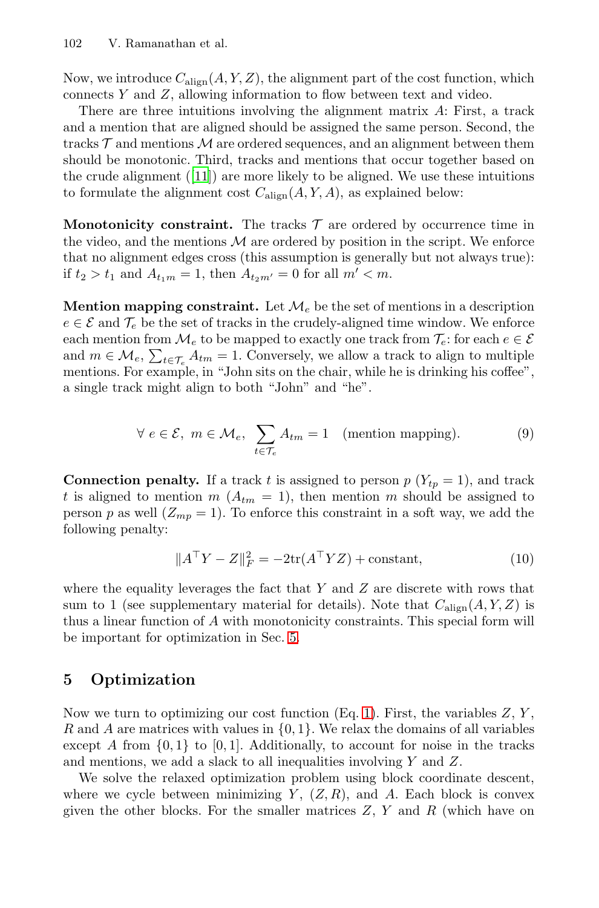Now, we introduce $C_{\text{align}}(A, Y, Z)$, the alignment part of the cost function, which connects $Y$ and $Z$, allowing information to flow between text and video.

There are three intuitions involving the alignment matrix $A$: First, a track and a mention that are aligned should be assigned the same person. Second, the tracks $\mathcal{T}$ and mentions $\mathcal{M}$ are ordered sequences, and an alignment between them should be monotonic. Third, tracks and mentions that occur together based on the crude alignment ([11]) are more likely to be aligned. We use these intuitions to formulate the alignment cost $C_{\text{align}}(A, Y, A)$, as explained below:

**Monotonicity constraint.** The tracks $\mathcal{T}$ are ordered by occurrence time in the video, and the mentions $\mathcal{M}$ are ordered by position in the script. We enforce that no alignment edges cross (this assumption is generally but not always true): if $t_2 > t_1$ and $A_{t_1 m} = 1$, then $A_{t_2 m'} = 0$ for all $m' < m$.

**Mention mapping constraint.** Let $\mathcal{M}_e$ be the set of mentions in a description $e \in \mathcal{E}$ and $\mathcal{T}_e$ be the set of tracks in the crudely-aligned time window. We enforce each mention from $\mathcal{M}_e$ to be mapped to exactly one track from $\mathcal{T}_e$: for each $e \in \mathcal{E}$ and $m \in \mathcal{M}_e$, $\sum_{t \in \mathcal{T}_e} A_{tm} = 1$. Conversely, we allow a track to align to multiple mentions. For example, in "John sits on the chair, while he is drinking his coffee", a single track might align to both "John" and "he".

$$\forall\ e \in \mathcal{E},\ m \in \mathcal{M}_e,\ \sum_{t \in \mathcal{T}_e} A_{tm} = 1 \quad \text{(mention mapping)}. \tag{9}$$

**Connection penalty.** If a track $t$ is assigned to person $p$ ($Y_{tp} = 1$), and track $t$ is aligned to mention $m$ ($A_{tm} = 1$), then mention $m$ should be assigned to person $p$ as well ($Z_{mp} = 1$). To enforce this constraint in a soft way, we add the following penalty:

$$\|A^\top Y - Z\|_F^2 = -2\text{tr}(A^\top Y Z) + \text{constant}, \tag{10}$$

where the equality leverages the fact that $Y$ and $Z$ are discrete with rows that sum to 1 (see supplementary material for details). Note that $C_{\text{align}}(A, Y, Z)$ is thus a linear function of $A$ with monotonicity constraints. This special form will be important for optimization in Sec. 5.

## 5 Optimization

Now we turn to optimizing our cost function (Eq. 1). First, the variables $Z$, $Y$, $R$ and $A$ are matrices with values in $\{0, 1\}$. We relax the domains of all variables except $A$ from $\{0, 1\}$ to $[0, 1]$. Additionally, to account for noise in the tracks and mentions, we add a slack to all inequalities involving $Y$ and $Z$.

We solve the relaxed optimization problem using block coordinate descent, where we cycle between minimizing $Y$, $(Z, R)$, and $A$. Each block is convex given the other blocks. For the smaller matrices $Z$, $Y$ and $R$ (which have on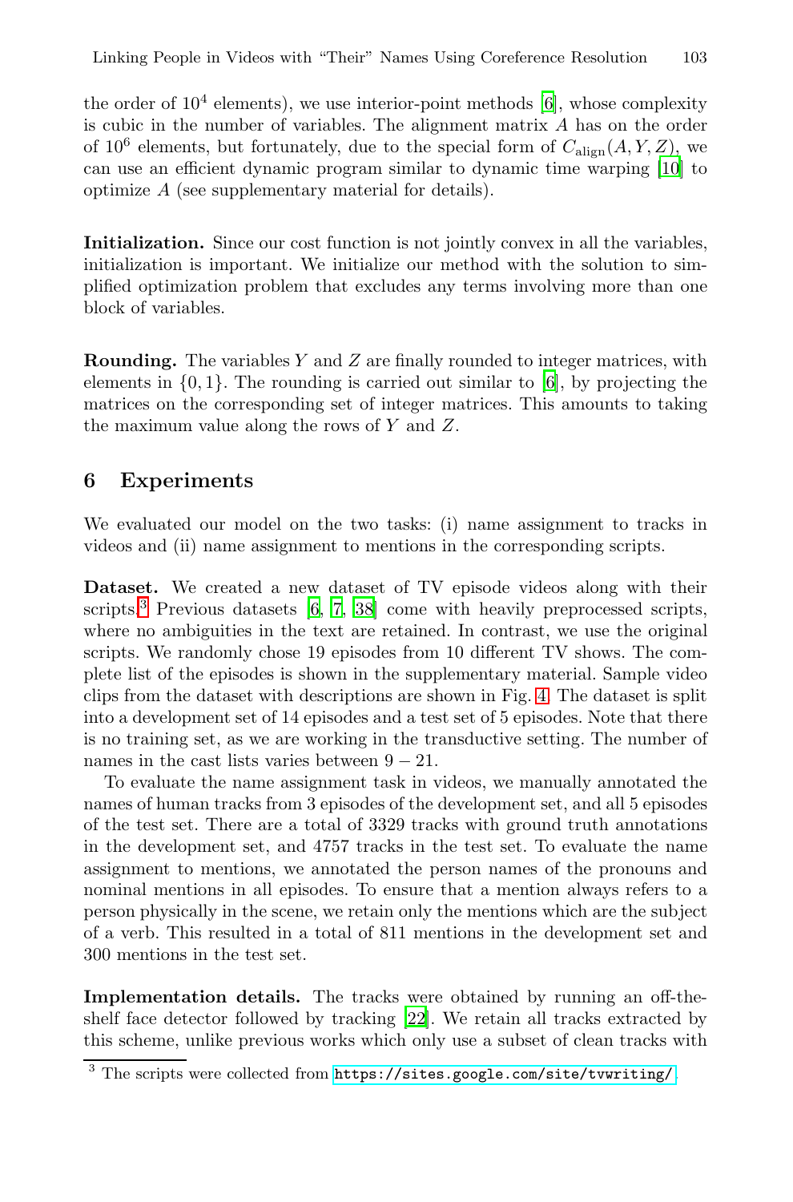the order of $10^4$ elements), we use interior-point methods [6], whose complexity is cubic in the number of variables. The alignment matrix $A$ has on the order of $10^6$ elements, but fortunately, due to the special form of $C_{\text{align}}(A, Y, Z)$, we can use an efficient dynamic program similar to dynamic time warping [10] to optimize $A$ (see supplementary material for details).

**Initialization.** Since our cost function is not jointly convex in all the variables, initialization is important. We initialize our method with the solution to simplified optimization problem that excludes any terms involving more than one block of variables.

**Rounding.** The variables $Y$ and $Z$ are finally rounded to integer matrices, with elements in $\{0, 1\}$. The rounding is carried out similar to [6], by projecting the matrices on the corresponding set of integer matrices. This amounts to taking the maximum value along the rows of $Y$ and $Z$.

## 6 Experiments

We evaluated our model on the two tasks: (i) name assignment to tracks in videos and (ii) name assignment to mentions in the corresponding scripts.

**Dataset.** We created a new dataset of TV episode videos along with their scripts.[3] Previous datasets [6, 7, 38] come with heavily preprocessed scripts, where no ambiguities in the text are retained. In contrast, we use the original scripts. We randomly chose 19 episodes from 10 different TV shows. The complete list of the episodes is shown in the supplementary material. Sample video clips from the dataset with descriptions are shown in Fig. 4. The dataset is split into a development set of 14 episodes and a test set of 5 episodes. Note that there is no training set, as we are working in the transductive setting. The number of names in the cast lists varies between $9 - 21$.

To evaluate the name assignment task in videos, we manually annotated the names of human tracks from 3 episodes of the development set, and all 5 episodes of the test set. There are a total of 3329 tracks with ground truth annotations in the development set, and 4757 tracks in the test set. To evaluate the name assignment to mentions, we annotated the person names of the pronouns and nominal mentions in all episodes. To ensure that a mention always refers to a person physically in the scene, we retain only the mentions which are the subject of a verb. This resulted in a total of 811 mentions in the development set and 300 mentions in the test set.

**Implementation details.** The tracks were obtained by running an off-the-shelf face detector followed by tracking [22]. We retain all tracks extracted by this scheme, unlike previous works which only use a subset of clean tracks with

[3] The scripts were collected from https://sites.google.com/site/tvwriting/.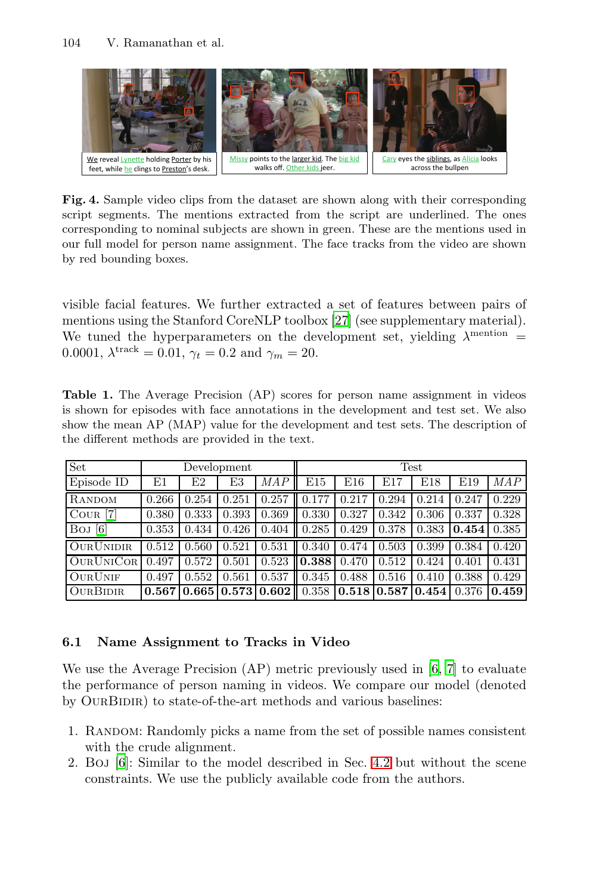**Fig. 4.** Sample video clips from the dataset are shown along with their corresponding script segments. The mentions extracted from the script are underlined. The ones corresponding to nominal subjects are shown in green. These are the mentions used in our full model for person name assignment. The face tracks from the video are shown by red bounding boxes.

visible facial features. We further extracted a set of features between pairs of mentions using the Stanford CoreNLP toolbox [27] (see supplementary material). We tuned the hyperparameters on the development set, yielding $\lambda^{\text{mention}} = 0.0001$, $\lambda^{\text{track}} = 0.01$, $\gamma_t = 0.2$ and $\gamma_m = 20$.

**Table 1.** The Average Precision (AP) scores for person name assignment in videos is shown for episodes with face annotations in the development and test set. We also show the mean AP (MAP) value for the development and test sets. The description of the different methods are provided in the text.

| Set | Development | | | | Test | | | | | |
|---|---|---|---|---|---|---|---|---|---|---|
| Episode ID | E1 | E2 | E3 | *MAP* | E15 | E16 | E17 | E18 | E19 | *MAP* |
| Random | 0.266 | 0.254 | 0.251 | 0.257 | 0.177 | 0.217 | 0.294 | 0.214 | 0.247 | 0.229 |
| Cour [7] | 0.380 | 0.333 | 0.393 | 0.369 | 0.330 | 0.327 | 0.342 | 0.306 | 0.337 | 0.328 |
| Boj [6] | 0.353 | 0.434 | 0.426 | 0.404 | 0.285 | 0.429 | 0.378 | 0.383 | **0.454** | 0.385 |
| OurUnidir | 0.512 | 0.560 | 0.521 | 0.531 | 0.340 | 0.474 | 0.503 | 0.399 | 0.384 | 0.420 |
| OurUniCor | 0.497 | 0.572 | 0.501 | 0.523 | **0.388** | 0.470 | 0.512 | 0.424 | 0.401 | 0.431 |
| OurUnif | 0.497 | 0.552 | 0.561 | 0.537 | 0.345 | 0.488 | 0.516 | 0.410 | 0.388 | 0.429 |
| OurBidir | **0.567** | **0.665** | **0.573** | **0.602** | 0.358 | **0.518** | **0.587** | **0.454** | 0.376 | **0.459** |

### 6.1 Name Assignment to Tracks in Video

We use the Average Precision (AP) metric previously used in [6, 7] to evaluate the performance of person naming in videos. We compare our model (denoted by OurBidir) to state-of-the-art methods and various baselines:

1. Random: Randomly picks a name from the set of possible names consistent with the crude alignment.
2. Boj [6]: Similar to the model described in Sec. 4.2 but without the scene constraints. We use the publicly available code from the authors.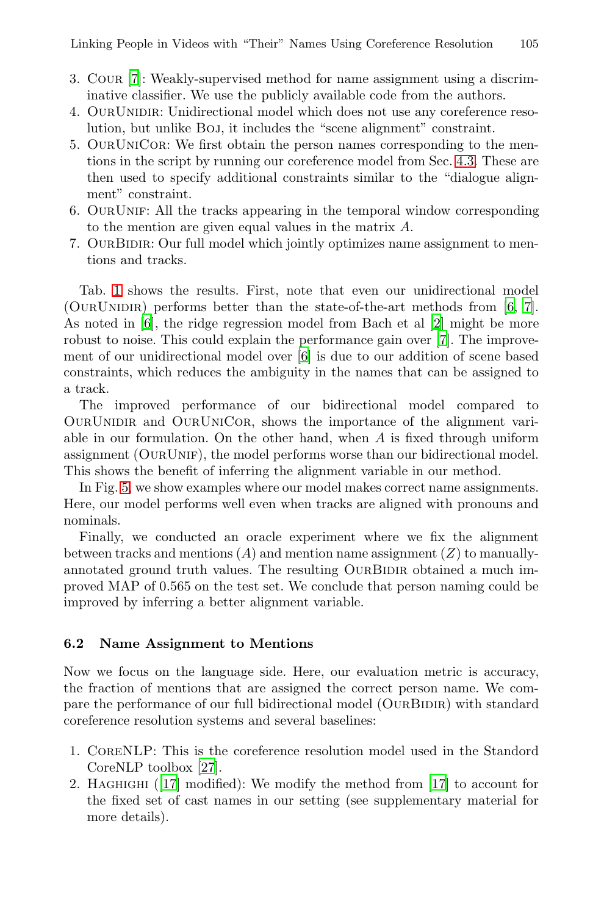3. Cour [7]: Weakly-supervised method for name assignment using a discriminative classifier. We use the publicly available code from the authors.
4. OurUnidir: Unidirectional model which does not use any coreference resolution, but unlike Boj, it includes the "scene alignment" constraint.
5. OurUniCor: We first obtain the person names corresponding to the mentions in the script by running our coreference model from Sec. 4.3. These are then used to specify additional constraints similar to the "dialogue alignment" constraint.
6. OurUnif: All the tracks appearing in the temporal window corresponding to the mention are given equal values in the matrix $A$.
7. OurBidir: Our full model which jointly optimizes name assignment to mentions and tracks.

Tab. 1 shows the results. First, note that even our unidirectional model (OurUnidir) performs better than the state-of-the-art methods from [6, 7]. As noted in [6], the ridge regression model from Bach et al [2] might be more robust to noise. This could explain the performance gain over [7]. The improvement of our unidirectional model over [6] is due to our addition of scene based constraints, which reduces the ambiguity in the names that can be assigned to a track.

The improved performance of our bidirectional model compared to OurUnidir and OurUniCor, shows the importance of the alignment variable in our formulation. On the other hand, when $A$ is fixed through uniform assignment (OurUnif), the model performs worse than our bidirectional model. This shows the benefit of inferring the alignment variable in our method.

In Fig. 5, we show examples where our model makes correct name assignments. Here, our model performs well even when tracks are aligned with pronouns and nominals.

Finally, we conducted an oracle experiment where we fix the alignment between tracks and mentions ($A$) and mention name assignment ($Z$) to manually-annotated ground truth values. The resulting OurBidir obtained a much improved MAP of 0.565 on the test set. We conclude that person naming could be improved by inferring a better alignment variable.

### 6.2 Name Assignment to Mentions

Now we focus on the language side. Here, our evaluation metric is accuracy, the fraction of mentions that are assigned the correct person name. We compare the performance of our full bidirectional model (OurBidir) with standard coreference resolution systems and several baselines:

1. CoreNLP: This is the coreference resolution model used in the Standord CoreNLP toolbox [27].
2. Haghighi ([17] modified): We modify the method from [17] to account for the fixed set of cast names in our setting (see supplementary material for more details).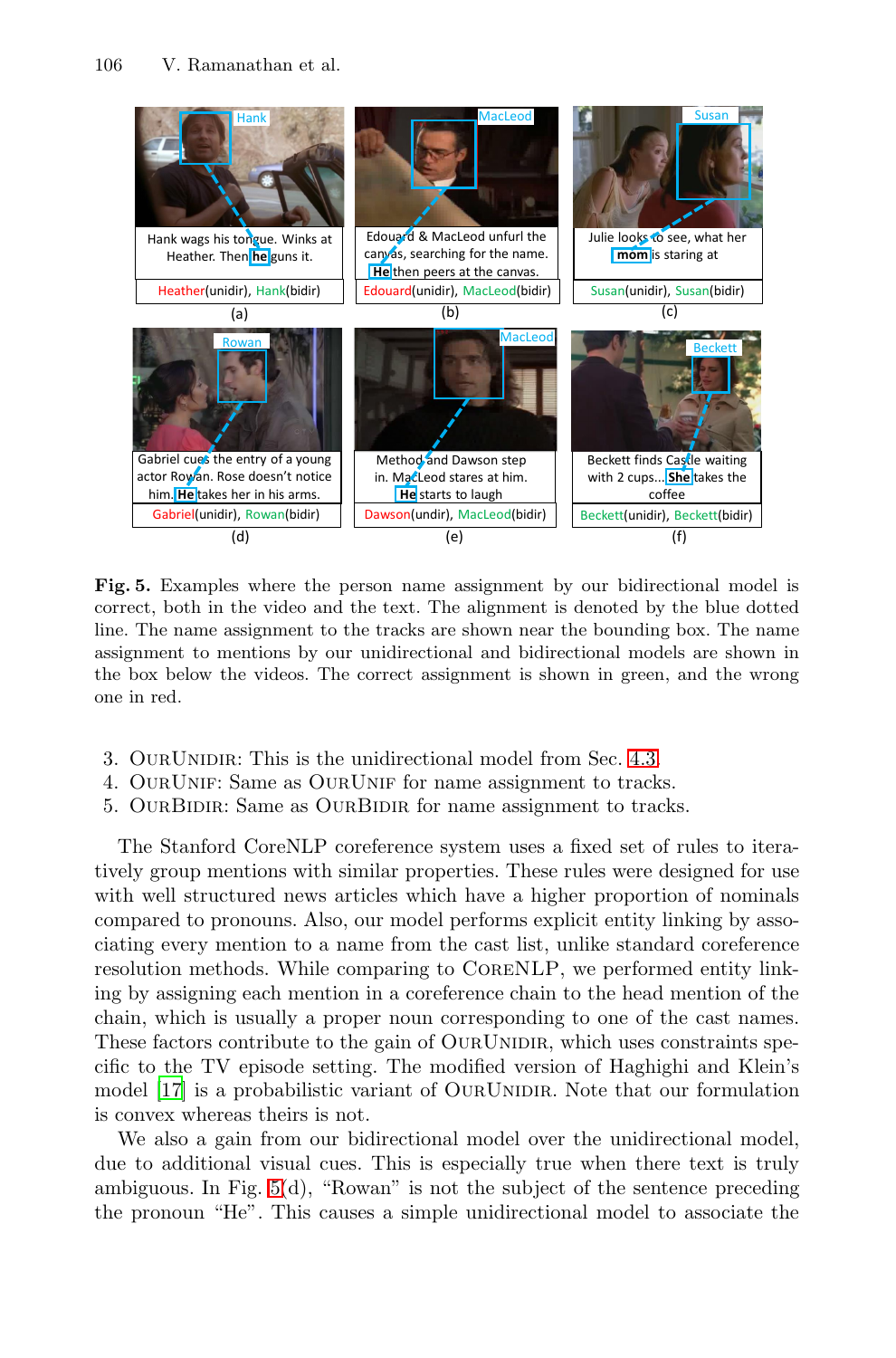**Fig. 5.** Examples where the person name assignment by our bidirectional model is correct, both in the video and the text. The alignment is denoted by the blue dotted line. The name assignment to the tracks are shown near the bounding box. The name assignment to mentions by our unidirectional and bidirectional models are shown in the box below the videos. The correct assignment is shown in green, and the wrong one in red.

3. OurUnidir: This is the unidirectional model from Sec. 4.3.
4. OurUnif: Same as OurUnif for name assignment to tracks.
5. OurBidir: Same as OurBidir for name assignment to tracks.

The Stanford CoreNLP coreference system uses a fixed set of rules to iteratively group mentions with similar properties. These rules were designed for use with well structured news articles which have a higher proportion of nominals compared to pronouns. Also, our model performs explicit entity linking by associating every mention to a name from the cast list, unlike standard coreference resolution methods. While comparing to CoreNLP, we performed entity linking by assigning each mention in a coreference chain to the head mention of the chain, which is usually a proper noun corresponding to one of the cast names. These factors contribute to the gain of OurUnidir, which uses constraints specific to the TV episode setting. The modified version of Haghighi and Klein's model [17] is a probabilistic variant of OurUnidir. Note that our formulation is convex whereas theirs is not.

We also a gain from our bidirectional model over the unidirectional model, due to additional visual cues. This is especially true when there text is truly ambiguous. In Fig. 5(d), "Rowan" is not the subject of the sentence preceding the pronoun "He". This causes a simple unidirectional model to associate the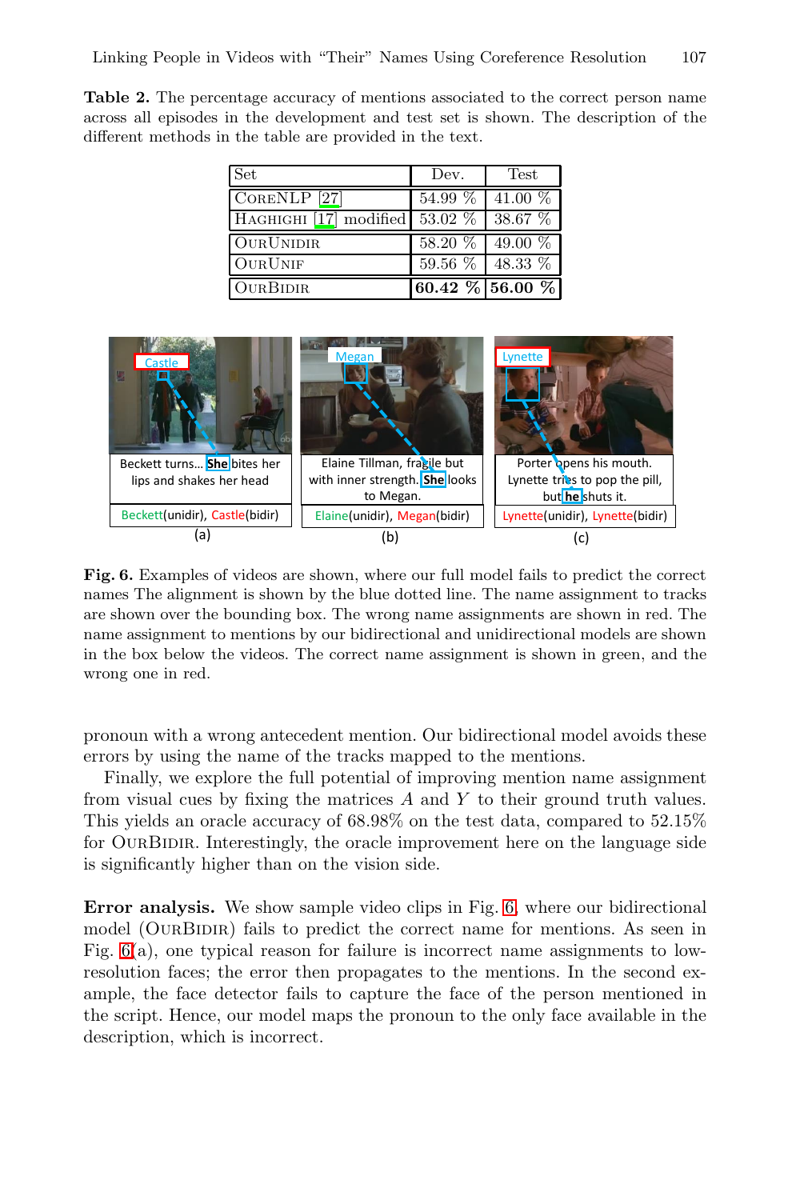**Table 2.** The percentage accuracy of mentions associated to the correct person name across all episodes in the development and test set is shown. The description of the different methods in the table are provided in the text.

| Set | Dev. | Test |
|---|---|---|
| CoreNLP [27] | 54.99 % | 41.00 % |
| Haghighi [17] modified | 53.02 % | 38.67 % |
| OurUnidir | 58.20 % | 49.00 % |
| OurUnif | 59.56 % | 48.33 % |
| OurBidir | **60.42 %** | **56.00 %** |

**Fig. 6.** Examples of videos are shown, where our full model fails to predict the correct names The alignment is shown by the blue dotted line. The name assignment to tracks are shown over the bounding box. The wrong name assignments are shown in red. The name assignment to mentions by our bidirectional and unidirectional models are shown in the box below the videos. The correct name assignment is shown in green, and the wrong one in red.

pronoun with a wrong antecedent mention. Our bidirectional model avoids these errors by using the name of the tracks mapped to the mentions.

Finally, we explore the full potential of improving mention name assignment from visual cues by fixing the matrices $A$ and $Y$ to their ground truth values. This yields an oracle accuracy of 68.98% on the test data, compared to 52.15% for OurBidir. Interestingly, the oracle improvement here on the language side is significantly higher than on the vision side.

**Error analysis.** We show sample video clips in Fig. 6, where our bidirectional model (OurBidir) fails to predict the correct name for mentions. As seen in Fig. 6(a), one typical reason for failure is incorrect name assignments to low-resolution faces; the error then propagates to the mentions. In the second example, the face detector fails to capture the face of the person mentioned in the script. Hence, our model maps the pronoun to the only face available in the description, which is incorrect.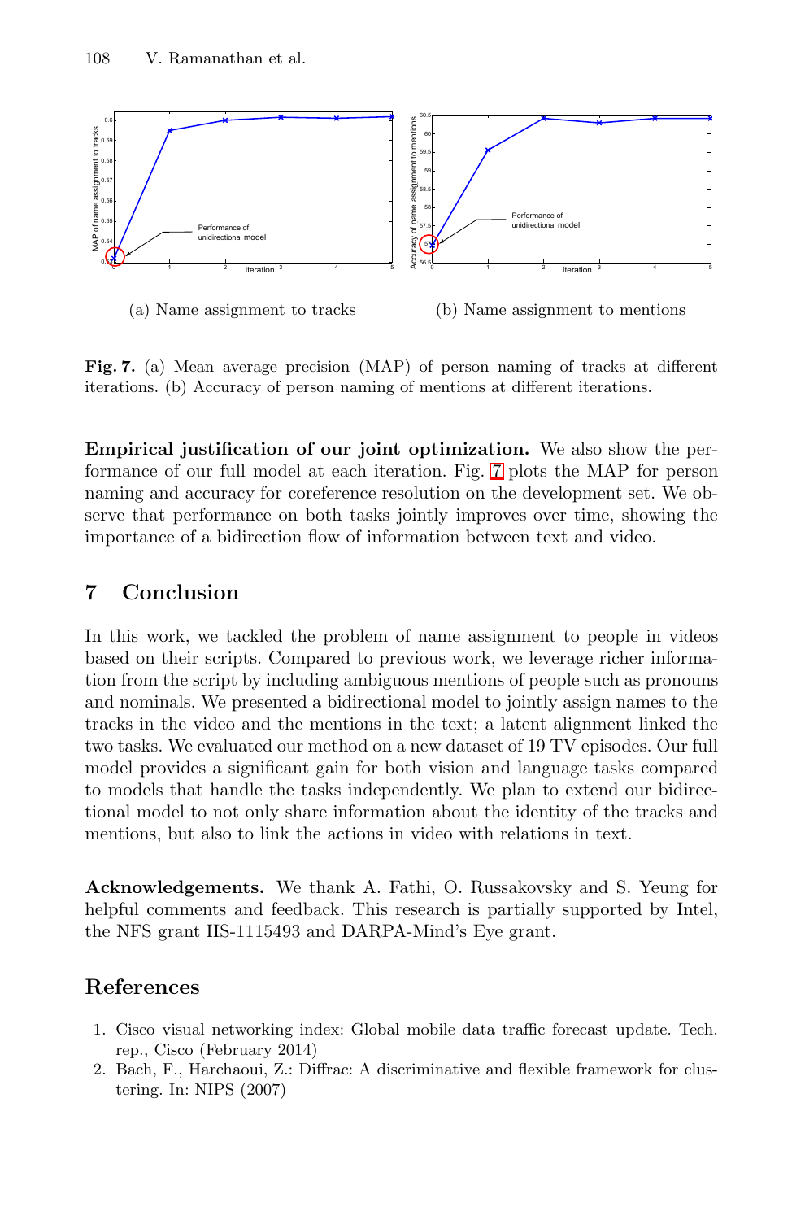(a) Name assignment to tracks

(b) Name assignment to mentions

**Fig. 7.** (a) Mean average precision (MAP) of person naming of tracks at different iterations. (b) Accuracy of person naming of mentions at different iterations.

**Empirical justification of our joint optimization.** We also show the performance of our full model at each iteration. Fig. 7 plots the MAP for person naming and accuracy for coreference resolution on the development set. We observe that performance on both tasks jointly improves over time, showing the importance of a bidirection flow of information between text and video.

## 7 Conclusion

In this work, we tackled the problem of name assignment to people in videos based on their scripts. Compared to previous work, we leverage richer information from the script by including ambiguous mentions of people such as pronouns and nominals. We presented a bidirectional model to jointly assign names to the tracks in the video and the mentions in the text; a latent alignment linked the two tasks. We evaluated our method on a new dataset of 19 TV episodes. Our full model provides a significant gain for both vision and language tasks compared to models that handle the tasks independently. We plan to extend our bidirectional model to not only share information about the identity of the tracks and mentions, but also to link the actions in video with relations in text.

**Acknowledgements.** We thank A. Fathi, O. Russakovsky and S. Yeung for helpful comments and feedback. This research is partially supported by Intel, the NFS grant IIS-1115493 and DARPA-Mind's Eye grant.

## References

1. Cisco visual networking index: Global mobile data traffic forecast update. Tech. rep., Cisco (February 2014)
2. Bach, F., Harchaoui, Z.: Diffrac: A discriminative and flexible framework for clustering. In: NIPS (2007)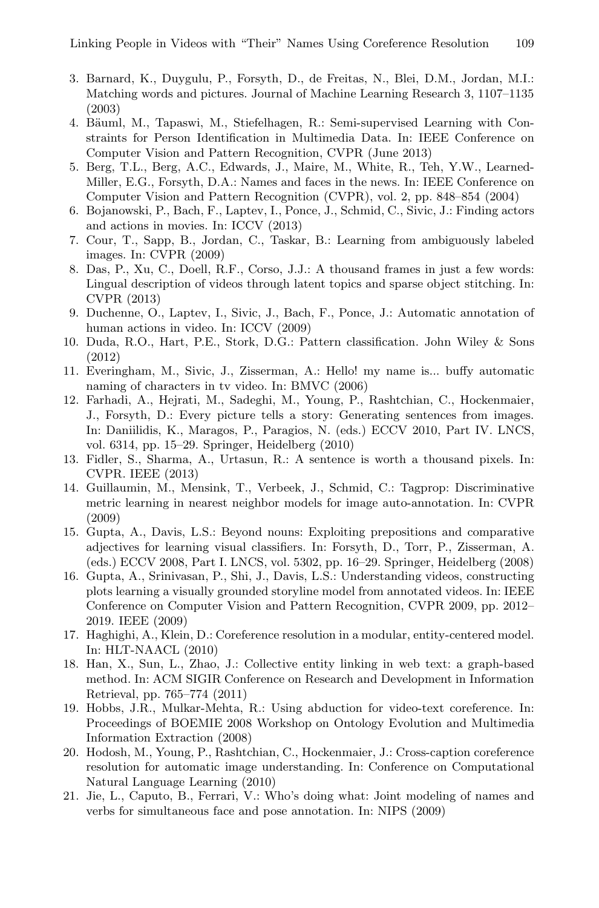3. Barnard, K., Duygulu, P., Forsyth, D., de Freitas, N., Blei, D.M., Jordan, M.I.: Matching words and pictures. Journal of Machine Learning Research 3, 1107–1135 (2003)
4. Bäuml, M., Tapaswi, M., Stiefelhagen, R.: Semi-supervised Learning with Constraints for Person Identification in Multimedia Data. In: IEEE Conference on Computer Vision and Pattern Recognition, CVPR (June 2013)
5. Berg, T.L., Berg, A.C., Edwards, J., Maire, M., White, R., Teh, Y.W., Learned-Miller, E.G., Forsyth, D.A.: Names and faces in the news. In: IEEE Conference on Computer Vision and Pattern Recognition (CVPR), vol. 2, pp. 848–854 (2004)
6. Bojanowski, P., Bach, F., Laptev, I., Ponce, J., Schmid, C., Sivic, J.: Finding actors and actions in movies. In: ICCV (2013)
7. Cour, T., Sapp, B., Jordan, C., Taskar, B.: Learning from ambiguously labeled images. In: CVPR (2009)
8. Das, P., Xu, C., Doell, R.F., Corso, J.J.: A thousand frames in just a few words: Lingual description of videos through latent topics and sparse object stitching. In: CVPR (2013)
9. Duchenne, O., Laptev, I., Sivic, J., Bach, F., Ponce, J.: Automatic annotation of human actions in video. In: ICCV (2009)
10. Duda, R.O., Hart, P.E., Stork, D.G.: Pattern classification. John Wiley & Sons (2012)
11. Everingham, M., Sivic, J., Zisserman, A.: Hello! my name is... buffy automatic naming of characters in tv video. In: BMVC (2006)
12. Farhadi, A., Hejrati, M., Sadeghi, M., Young, P., Rashtchian, C., Hockenmaier, J., Forsyth, D.: Every picture tells a story: Generating sentences from images. In: Daniilidis, K., Maragos, P., Paragios, N. (eds.) ECCV 2010, Part IV. LNCS, vol. 6314, pp. 15–29. Springer, Heidelberg (2010)
13. Fidler, S., Sharma, A., Urtasun, R.: A sentence is worth a thousand pixels. In: CVPR. IEEE (2013)
14. Guillaumin, M., Mensink, T., Verbeek, J., Schmid, C.: Tagprop: Discriminative metric learning in nearest neighbor models for image auto-annotation. In: CVPR (2009)
15. Gupta, A., Davis, L.S.: Beyond nouns: Exploiting prepositions and comparative adjectives for learning visual classifiers. In: Forsyth, D., Torr, P., Zisserman, A. (eds.) ECCV 2008, Part I. LNCS, vol. 5302, pp. 16–29. Springer, Heidelberg (2008)
16. Gupta, A., Srinivasan, P., Shi, J., Davis, L.S.: Understanding videos, constructing plots learning a visually grounded storyline model from annotated videos. In: IEEE Conference on Computer Vision and Pattern Recognition, CVPR 2009, pp. 2012–2019. IEEE (2009)
17. Haghighi, A., Klein, D.: Coreference resolution in a modular, entity-centered model. In: HLT-NAACL (2010)
18. Han, X., Sun, L., Zhao, J.: Collective entity linking in web text: a graph-based method. In: ACM SIGIR Conference on Research and Development in Information Retrieval, pp. 765–774 (2011)
19. Hobbs, J.R., Mulkar-Mehta, R.: Using abduction for video-text coreference. In: Proceedings of BOEMIE 2008 Workshop on Ontology Evolution and Multimedia Information Extraction (2008)
20. Hodosh, M., Young, P., Rashtchian, C., Hockenmaier, J.: Cross-caption coreference resolution for automatic image understanding. In: Conference on Computational Natural Language Learning (2010)
21. Jie, L., Caputo, B., Ferrari, V.: Who's doing what: Joint modeling of names and verbs for simultaneous face and pose annotation. In: NIPS (2009)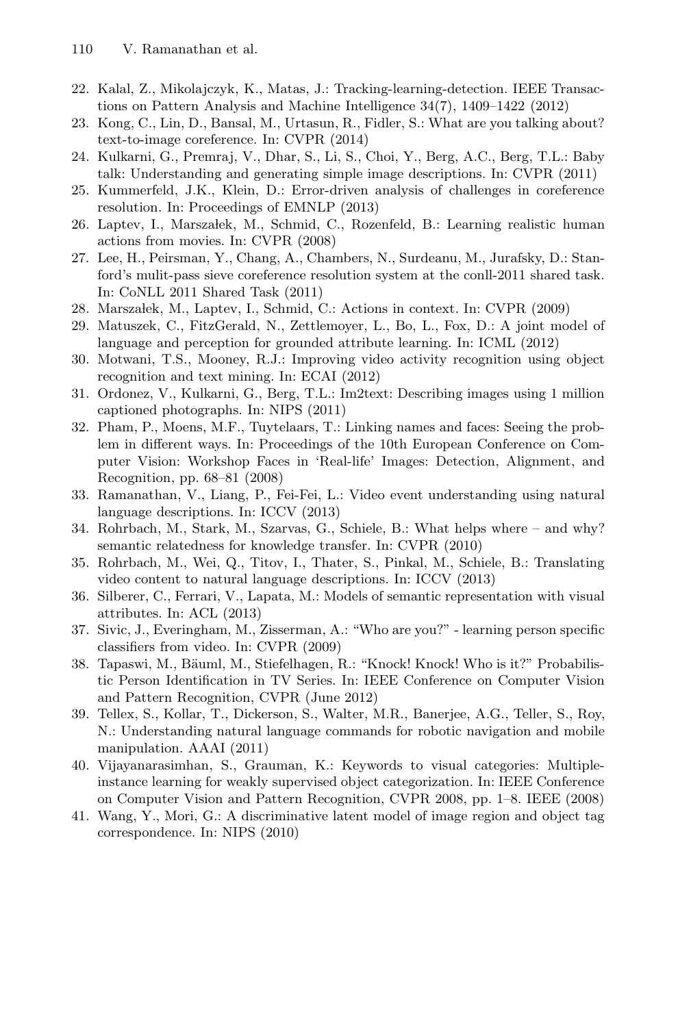22. Kalal, Z., Mikolajczyk, K., Matas, J.: Tracking-learning-detection. IEEE Transactions on Pattern Analysis and Machine Intelligence 34(7), 1409–1422 (2012)
23. Kong, C., Lin, D., Bansal, M., Urtasun, R., Fidler, S.: What are you talking about? text-to-image coreference. In: CVPR (2014)
24. Kulkarni, G., Premraj, V., Dhar, S., Li, S., Choi, Y., Berg, A.C., Berg, T.L.: Baby talk: Understanding and generating simple image descriptions. In: CVPR (2011)
25. Kummerfeld, J.K., Klein, D.: Error-driven analysis of challenges in coreference resolution. In: Proceedings of EMNLP (2013)
26. Laptev, I., Marszałek, M., Schmid, C., Rozenfeld, B.: Learning realistic human actions from movies. In: CVPR (2008)
27. Lee, H., Peirsman, Y., Chang, A., Chambers, N., Surdeanu, M., Jurafsky, D.: Stanford's mulit-pass sieve coreference resolution system at the conll-2011 shared task. In: CoNLL 2011 Shared Task (2011)
28. Marszałek, M., Laptev, I., Schmid, C.: Actions in context. In: CVPR (2009)
29. Matuszek, C., FitzGerald, N., Zettlemoyer, L., Bo, L., Fox, D.: A joint model of language and perception for grounded attribute learning. In: ICML (2012)
30. Motwani, T.S., Mooney, R.J.: Improving video activity recognition using object recognition and text mining. In: ECAI (2012)
31. Ordonez, V., Kulkarni, G., Berg, T.L.: Im2text: Describing images using 1 million captioned photographs. In: NIPS (2011)
32. Pham, P., Moens, M.F., Tuytelaars, T.: Linking names and faces: Seeing the problem in different ways. In: Proceedings of the 10th European Conference on Computer Vision: Workshop Faces in 'Real-life' Images: Detection, Alignment, and Recognition, pp. 68–81 (2008)
33. Ramanathan, V., Liang, P., Fei-Fei, L.: Video event understanding using natural language descriptions. In: ICCV (2013)
34. Rohrbach, M., Stark, M., Szarvas, G., Schiele, B.: What helps where – and why? semantic relatedness for knowledge transfer. In: CVPR (2010)
35. Rohrbach, M., Wei, Q., Titov, I., Thater, S., Pinkal, M., Schiele, B.: Translating video content to natural language descriptions. In: ICCV (2013)
36. Silberer, C., Ferrari, V., Lapata, M.: Models of semantic representation with visual attributes. In: ACL (2013)
37. Sivic, J., Everingham, M., Zisserman, A.: "Who are you?" - learning person specific classifiers from video. In: CVPR (2009)
38. Tapaswi, M., Bäuml, M., Stiefelhagen, R.: "Knock! Knock! Who is it?" Probabilistic Person Identification in TV Series. In: IEEE Conference on Computer Vision and Pattern Recognition, CVPR (June 2012)
39. Tellex, S., Kollar, T., Dickerson, S., Walter, M.R., Banerjee, A.G., Teller, S., Roy, N.: Understanding natural language commands for robotic navigation and mobile manipulation. AAAI (2011)
40. Vijayanarasimhan, S., Grauman, K.: Keywords to visual categories: Multiple-instance learning for weakly supervised object categorization. In: IEEE Conference on Computer Vision and Pattern Recognition, CVPR 2008, pp. 1–8. IEEE (2008)
41. Wang, Y., Mori, G.: A discriminative latent model of image region and object tag correspondence. In: NIPS (2010)